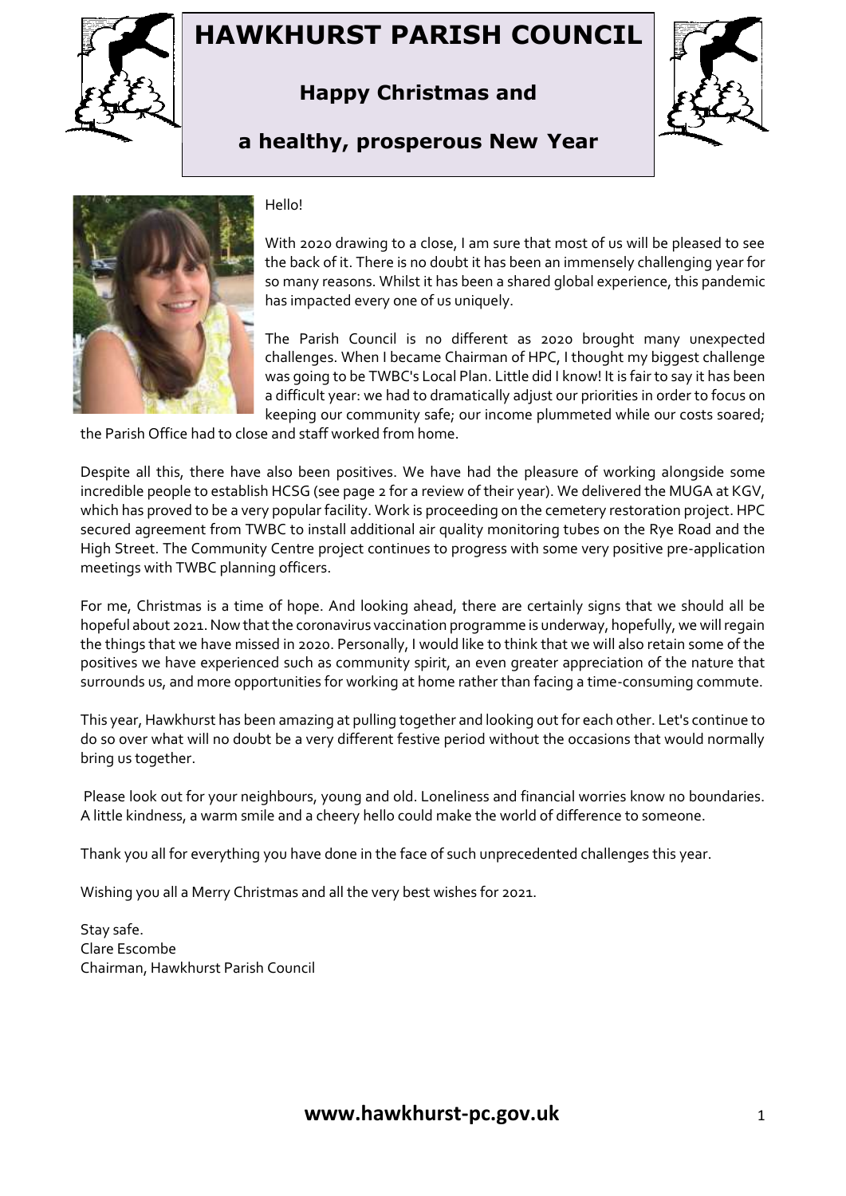# HAWKHURST PARISH COUNCIL

## Happy Christmas and a healthy, prosperous New Year

Hello!

With 2020 drawing to a close, I am sure that most of us will be pleased to see the back of it. There is no doubt it has been an immensely challenging year for so many reasons. Whilst it has been a shared global experience, this pandemic has impacted every one of us uniquely.

The Parish Council is no different as 2020 brought many unexpected challenges. When I became Chairman of HPC, I thought my biggest challenge was going to be TWBC's Local Plan. Little did I know! It is fair to say it has been a difficult year: we had to dramatically adjust our priorities in order to focus on keeping our community safe; our income plummeted while our costs soared; the Parish Office had to close and staff worked from home.

Despite all this, there have also been positives. We have had the pleasure of working alongside some incredible people to establish HCSG (see page 2 for a review of their year). We delivered the MUGA at KGV, which has proved to be a very popular facility. Work is proceeding on the cemetery restoration project. HPC secured agreement from TWBC to install additional air quality monitoring tubes on the Rye Road and the High Street. The Community Centre project continues to progress with some very positive pre-application meetings with TWBC planning officers.

For me, Christmas is a time of hope. And looking ahead, there are certainly signs that we should all be hopeful about 2021. Now that the coronavirus vaccination programme is underway, hopefully, we will regain the things that we have missed in 2020. Personally, I would like to think that we will also retain some of the positives we have experienced such as community spirit, an even greater appreciation of the nature that surrounds us, and more opportunities for working at home rather than facing a time-consuming commute.

This year, Hawkhurst has been amazing at pulling together and looking out for each other. Let's continue to do so over what will no doubt be a very different festive period without the occasions that would normally bring us together.

Please look out for your neighbours, young and old. Loneliness and financial worries know no boundaries. A little kindness, a warm smile and a cheery hello could make the world of difference to someone.

Thank you all for everything you have done in the face of such unprecedented challenges this year.

Wishing you all a Merry Christmas and all the very best wishes for 2021.

Stay safe.
Clare Escombe
Chairman, Hawkhurst Parish Council

**www.hawkhurst-pc.gov.uk**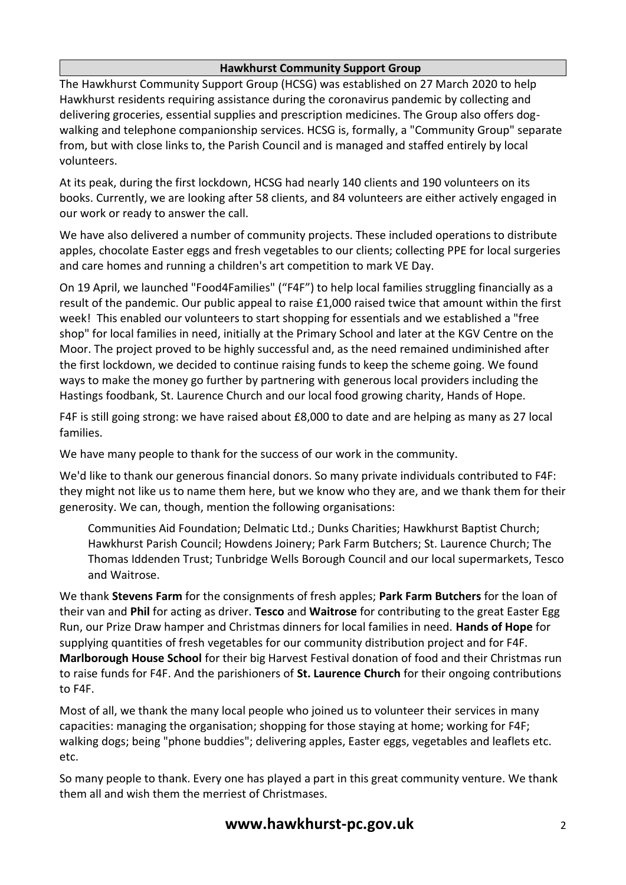## Hawkhurst Community Support Group

The Hawkhurst Community Support Group (HCSG) was established on 27 March 2020 to help Hawkhurst residents requiring assistance during the coronavirus pandemic by collecting and delivering groceries, essential supplies and prescription medicines. The Group also offers dog-walking and telephone companionship services. HCSG is, formally, a "Community Group" separate from, but with close links to, the Parish Council and is managed and staffed entirely by local volunteers.

At its peak, during the first lockdown, HCSG had nearly 140 clients and 190 volunteers on its books. Currently, we are looking after 58 clients, and 84 volunteers are either actively engaged in our work or ready to answer the call.

We have also delivered a number of community projects. These included operations to distribute apples, chocolate Easter eggs and fresh vegetables to our clients; collecting PPE for local surgeries and care homes and running a children's art competition to mark VE Day.

On 19 April, we launched "Food4Families" ("F4F") to help local families struggling financially as a result of the pandemic. Our public appeal to raise £1,000 raised twice that amount within the first week! This enabled our volunteers to start shopping for essentials and we established a "free shop" for local families in need, initially at the Primary School and later at the KGV Centre on the Moor. The project proved to be highly successful and, as the need remained undiminished after the first lockdown, we decided to continue raising funds to keep the scheme going. We found ways to make the money go further by partnering with generous local providers including the Hastings foodbank, St. Laurence Church and our local food growing charity, Hands of Hope.

F4F is still going strong: we have raised about £8,000 to date and are helping as many as 27 local families.

We have many people to thank for the success of our work in the community.

We'd like to thank our generous financial donors. So many private individuals contributed to F4F: they might not like us to name them here, but we know who they are, and we thank them for their generosity. We can, though, mention the following organisations:

> Communities Aid Foundation; Delmatic Ltd.; Dunks Charities; Hawkhurst Baptist Church; Hawkhurst Parish Council; Howdens Joinery; Park Farm Butchers; St. Laurence Church; The Thomas Iddenden Trust; Tunbridge Wells Borough Council and our local supermarkets, Tesco and Waitrose.

We thank **Stevens Farm** for the consignments of fresh apples; **Park Farm Butchers** for the loan of their van and **Phil** for acting as driver. **Tesco** and **Waitrose** for contributing to the great Easter Egg Run, our Prize Draw hamper and Christmas dinners for local families in need. **Hands of Hope** for supplying quantities of fresh vegetables for our community distribution project and for F4F. **Marlborough House School** for their big Harvest Festival donation of food and their Christmas run to raise funds for F4F. And the parishioners of **St. Laurence Church** for their ongoing contributions to F4F.

Most of all, we thank the many local people who joined us to volunteer their services in many capacities: managing the organisation; shopping for those staying at home; working for F4F; walking dogs; being "phone buddies"; delivering apples, Easter eggs, vegetables and leaflets etc. etc.

So many people to thank. Every one has played a part in this great community venture. We thank them all and wish them the merriest of Christmases.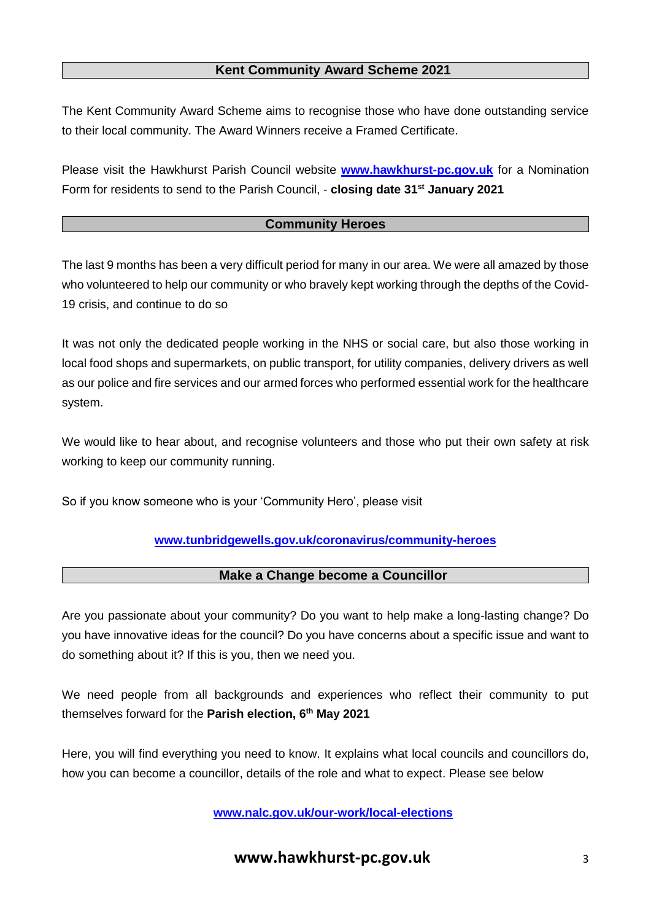## Kent Community Award Scheme 2021

The Kent Community Award Scheme aims to recognise those who have done outstanding service to their local community. The Award Winners receive a Framed Certificate.

Please visit the Hawkhurst Parish Council website **www.hawkhurst-pc.gov.uk** for a Nomination Form for residents to send to the Parish Council, - **closing date 31st January 2021**

## Community Heroes

The last 9 months has been a very difficult period for many in our area. We were all amazed by those who volunteered to help our community or who bravely kept working through the depths of the Covid-19 crisis, and continue to do so

It was not only the dedicated people working in the NHS or social care, but also those working in local food shops and supermarkets, on public transport, for utility companies, delivery drivers as well as our police and fire services and our armed forces who performed essential work for the healthcare system.

We would like to hear about, and recognise volunteers and those who put their own safety at risk working to keep our community running.

So if you know someone who is your 'Community Hero', please visit

**www.tunbridgewells.gov.uk/coronavirus/community-heroes**

## Make a Change become a Councillor

Are you passionate about your community? Do you want to help make a long-lasting change? Do you have innovative ideas for the council? Do you have concerns about a specific issue and want to do something about it? If this is you, then we need you.

We need people from all backgrounds and experiences who reflect their community to put themselves forward for the **Parish election, 6th May 2021**

Here, you will find everything you need to know. It explains what local councils and councillors do, how you can become a councillor, details of the role and what to expect. Please see below

**www.nalc.gov.uk/our-work/local-elections**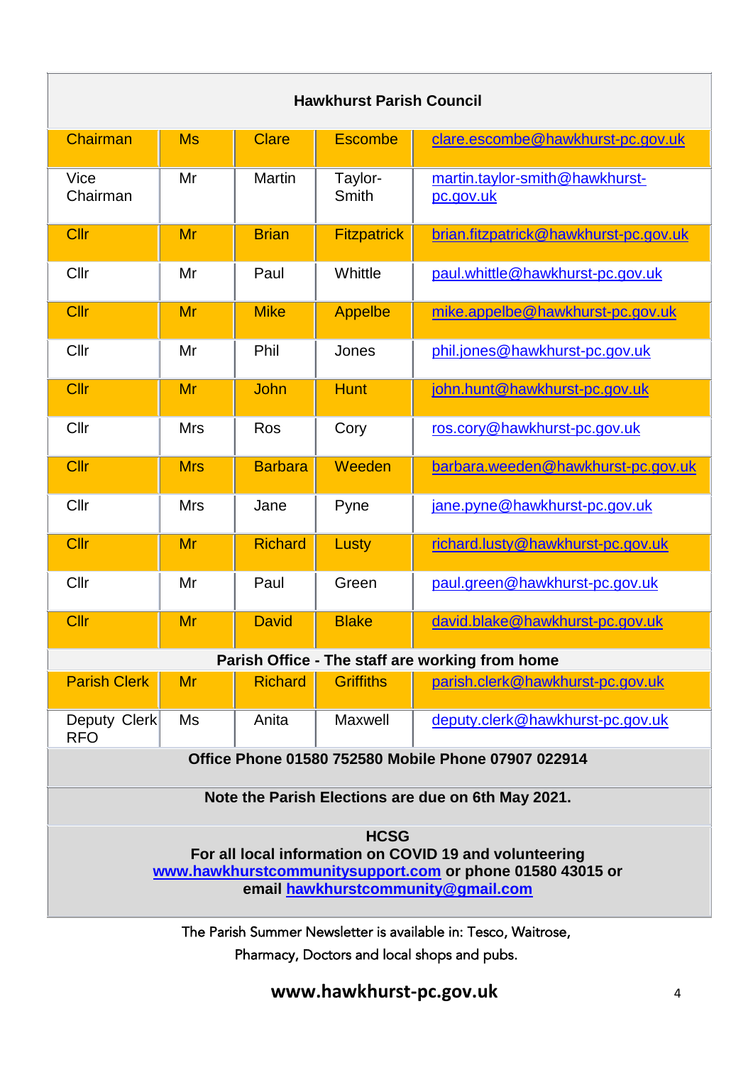| Hawkhurst Parish Council | | | | |
|---|---|---|---|---|
| Chairman | Ms | Clare | Escombe | clare.escombe@hawkhurst-pc.gov.uk |
| Vice Chairman | Mr | Martin | Taylor-Smith | martin.taylor-smith@hawkhurst-pc.gov.uk |
| Cllr | Mr | Brian | Fitzpatrick | brian.fitzpatrick@hawkhurst-pc.gov.uk |
| Cllr | Mr | Paul | Whittle | paul.whittle@hawkhurst-pc.gov.uk |
| Cllr | Mr | Mike | Appelbe | mike.appelbe@hawkhurst-pc.gov.uk |
| Cllr | Mr | Phil | Jones | phil.jones@hawkhurst-pc.gov.uk |
| Cllr | Mr | John | Hunt | john.hunt@hawkhurst-pc.gov.uk |
| Cllr | Mrs | Ros | Cory | ros.cory@hawkhurst-pc.gov.uk |
| Cllr | Mrs | Barbara | Weeden | barbara.weeden@hawkhurst-pc.gov.uk |
| Cllr | Mrs | Jane | Pyne | jane.pyne@hawkhurst-pc.gov.uk |
| Cllr | Mr | Richard | Lusty | richard.lusty@hawkhurst-pc.gov.uk |
| Cllr | Mr | Paul | Green | paul.green@hawkhurst-pc.gov.uk |
| Cllr | Mr | David | Blake | david.blake@hawkhurst-pc.gov.uk |
| **Parish Office - The staff are working from home** | | | | |
| Parish Clerk | Mr | Richard | Griffiths | parish.clerk@hawkhurst-pc.gov.uk |
| Deputy Clerk RFO | Ms | Anita | Maxwell | deputy.clerk@hawkhurst-pc.gov.uk |
| **Office Phone 01580 752580 Mobile Phone 07907 022914** | | | | |
| **Note the Parish Elections are due on 6th May 2021.** | | | | |
| **HCSG** For all local information on COVID 19 and volunteering www.hawkhurstcommunitysupport.com or phone 01580 43015 or email hawkhurstcommunity@gmail.com | | | | |

The Parish Summer Newsletter is available in: Tesco, Waitrose, Pharmacy, Doctors and local shops and pubs.

**www.hawkhurst-pc.gov.uk**